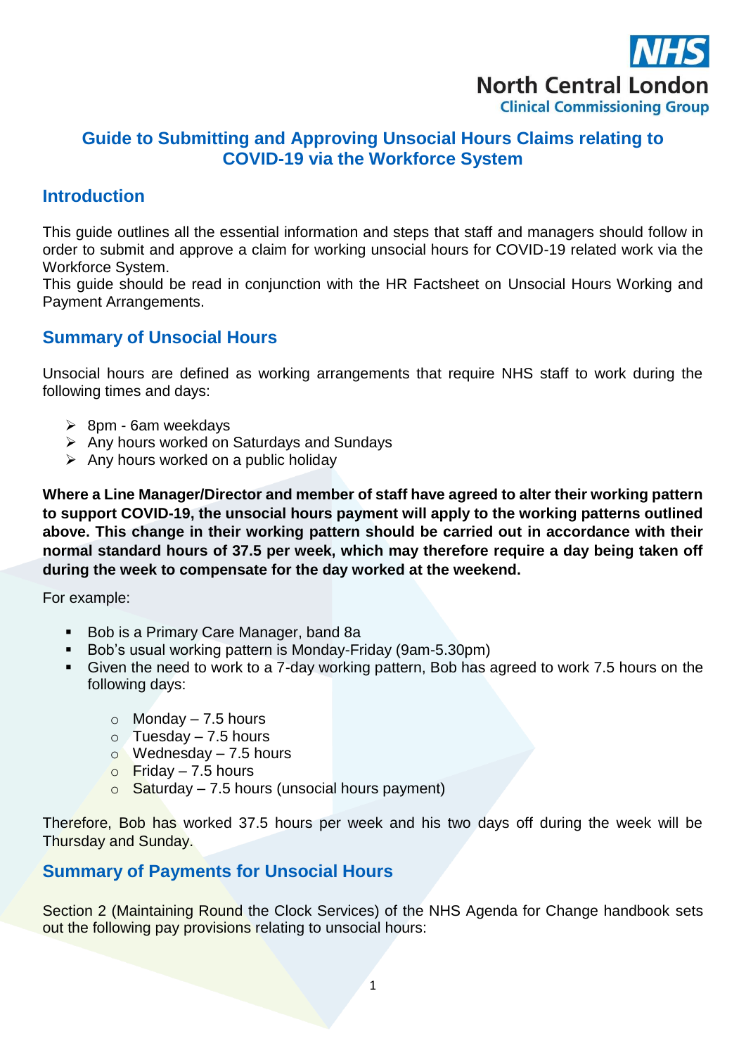NHS North Central London Clinical Commissioning Group

# Guide to Submitting and Approving Unsocial Hours Claims relating to COVID-19 via the Workforce System

## Introduction

This guide outlines all the essential information and steps that staff and managers should follow in order to submit and approve a claim for working unsocial hours for COVID-19 related work via the Workforce System.
This guide should be read in conjunction with the HR Factsheet on Unsocial Hours Working and Payment Arrangements.

## Summary of Unsocial Hours

Unsocial hours are defined as working arrangements that require NHS staff to work during the following times and days:

- 8pm - 6am weekdays
- Any hours worked on Saturdays and Sundays
- Any hours worked on a public holiday

**Where a Line Manager/Director and member of staff have agreed to alter their working pattern to support COVID-19, the unsocial hours payment will apply to the working patterns outlined above. This change in their working pattern should be carried out in accordance with their normal standard hours of 37.5 per week, which may therefore require a day being taken off during the week to compensate for the day worked at the weekend.**

For example:

- Bob is a Primary Care Manager, band 8a
- Bob's usual working pattern is Monday-Friday (9am-5.30pm)
- Given the need to work to a 7-day working pattern, Bob has agreed to work 7.5 hours on the following days:
    - Monday – 7.5 hours
    - Tuesday – 7.5 hours
    - Wednesday – 7.5 hours
    - Friday – 7.5 hours
    - Saturday – 7.5 hours (unsocial hours payment)

Therefore, Bob has worked 37.5 hours per week and his two days off during the week will be Thursday and Sunday.

## Summary of Payments for Unsocial Hours

Section 2 (Maintaining Round the Clock Services) of the NHS Agenda for Change handbook sets out the following pay provisions relating to unsocial hours: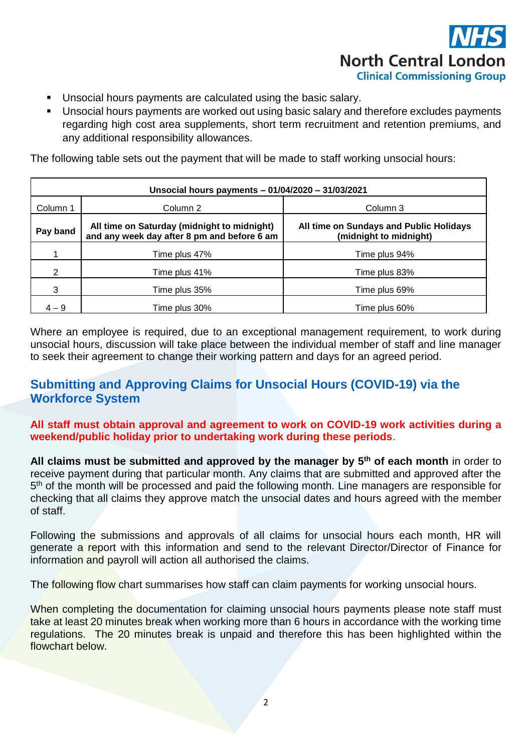- Unsocial hours payments are calculated using the basic salary.
- Unsocial hours payments are worked out using basic salary and therefore excludes payments regarding high cost area supplements, short term recruitment and retention premiums, and any additional responsibility allowances.

The following table sets out the payment that will be made to staff working unsocial hours:

| Unsocial hours payments – 01/04/2020 – 31/03/2021 | | |
|---|---|---|
| Column 1 | Column 2 | Column 3 |
| **Pay band** | **All time on Saturday (midnight to midnight) and any week day after 8 pm and before 6 am** | **All time on Sundays and Public Holidays (midnight to midnight)** |
| 1 | Time plus 47% | Time plus 94% |
| 2 | Time plus 41% | Time plus 83% |
| 3 | Time plus 35% | Time plus 69% |
| 4 – 9 | Time plus 30% | Time plus 60% |

Where an employee is required, due to an exceptional management requirement, to work during unsocial hours, discussion will take place between the individual member of staff and line manager to seek their agreement to change their working pattern and days for an agreed period.

## Submitting and Approving Claims for Unsocial Hours (COVID-19) via the Workforce System

**All staff must obtain approval and agreement to work on COVID-19 work activities during a weekend/public holiday prior to undertaking work during these periods**.

**All claims must be submitted and approved by the manager by 5th of each month** in order to receive payment during that particular month. Any claims that are submitted and approved after the 5th of the month will be processed and paid the following month. Line managers are responsible for checking that all claims they approve match the unsocial dates and hours agreed with the member of staff.

Following the submissions and approvals of all claims for unsocial hours each month, HR will generate a report with this information and send to the relevant Director/Director of Finance for information and payroll will action all authorised the claims.

The following flow chart summarises how staff can claim payments for working unsocial hours.

When completing the documentation for claiming unsocial hours payments please note staff must take at least 20 minutes break when working more than 6 hours in accordance with the working time regulations. The 20 minutes break is unpaid and therefore this has been highlighted within the flowchart below.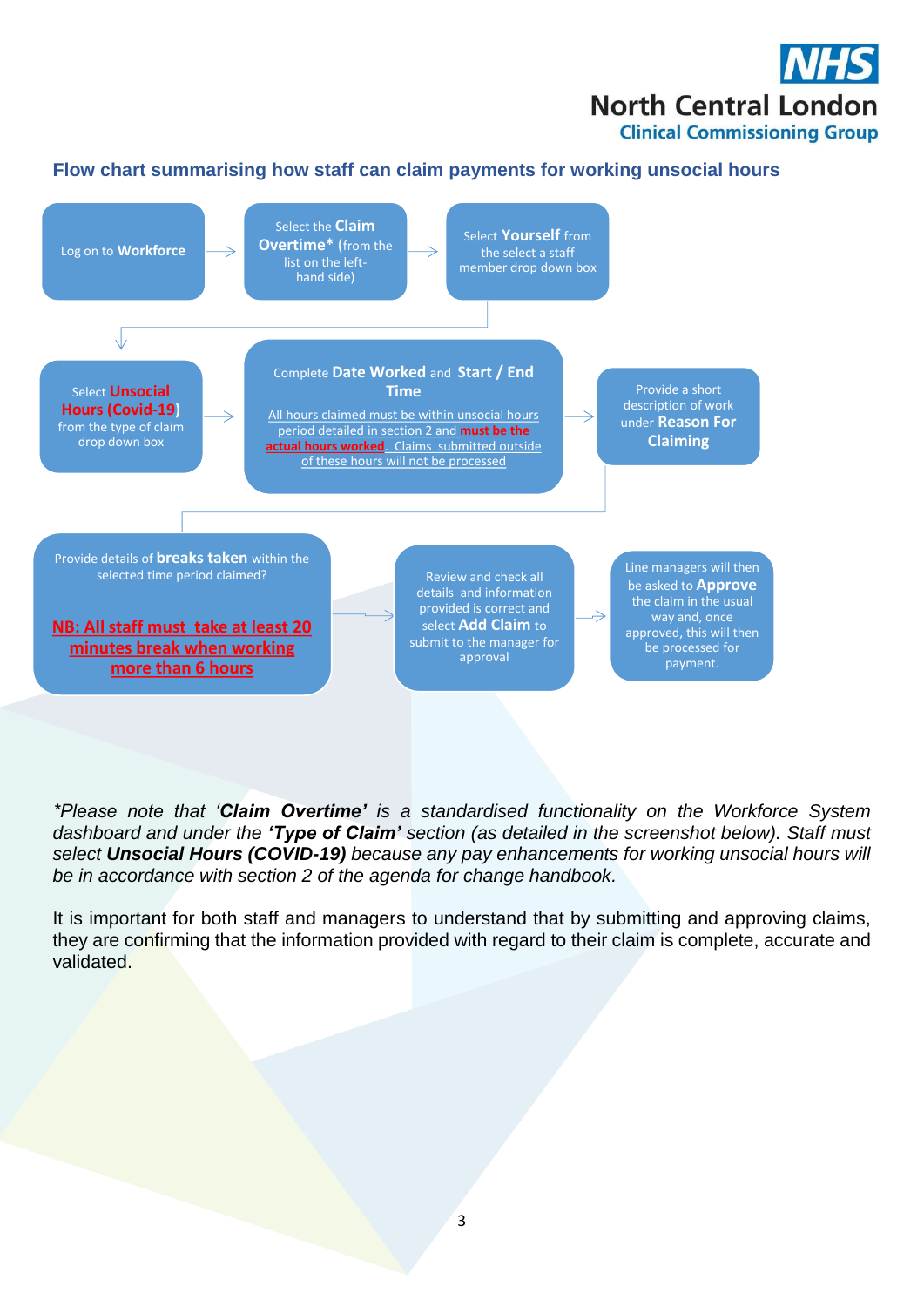## Flow chart summarising how staff can claim payments for working unsocial hours

1. Log on to **Workforce**
2. Select the **Claim Overtime*** (from the list on the left-hand side)
3. Select **Yourself** from the select a staff member drop down box
4. Select **Unsocial Hours (Covid-19)** from the type of claim drop down box
5. Complete **Date Worked** and **Start / End Time**

   All hours claimed must be within unsocial hours period detailed in section 2 and **must be the actual hours worked**. Claims submitted outside of these hours will not be processed
6. Provide a short description of work under **Reason For Claiming**
7. Provide details of **breaks taken** within the selected time period claimed?

   **NB: All staff must take at least 20 minutes break when working more than 6 hours**
8. Review and check all details and information provided is correct and select **Add Claim** to submit to the manager for approval
9. Line managers will then be asked to **Approve** the claim in the usual way and, once approved, this will then be processed for payment.

*\*Please note that '**Claim Overtime'** is a standardised functionality on the Workforce System dashboard and under the **'Type of Claim'** section (as detailed in the screenshot below). Staff must select **Unsocial Hours (COVID-19)** because any pay enhancements for working unsocial hours will be in accordance with section 2 of the agenda for change handbook.*

It is important for both staff and managers to understand that by submitting and approving claims, they are confirming that the information provided with regard to their claim is complete, accurate and validated.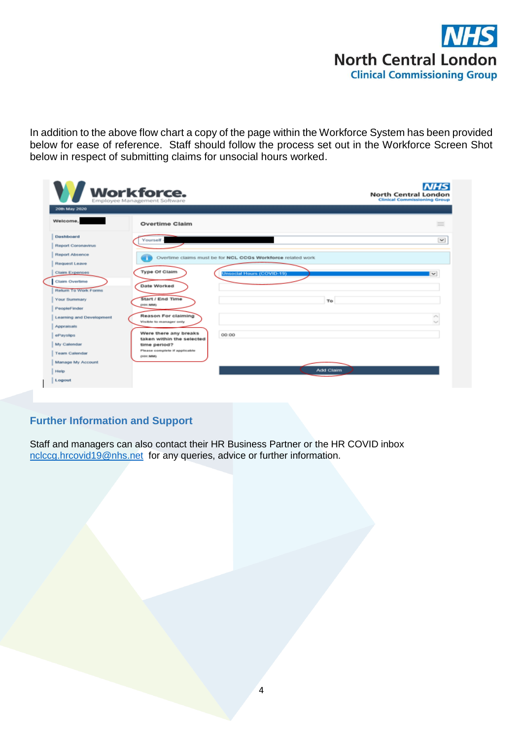In addition to the above flow chart a copy of the page within the Workforce System has been provided below for ease of reference. Staff should follow the process set out in the Workforce Screen Shot below in respect of submitting claims for unsocial hours worked.

## Further Information and Support

Staff and managers can also contact their HR Business Partner or the HR COVID inbox [nclccg.hrcovid19@nhs.net](mailto:nclccg.hrcovid19@nhs.net) for any queries, advice or further information.